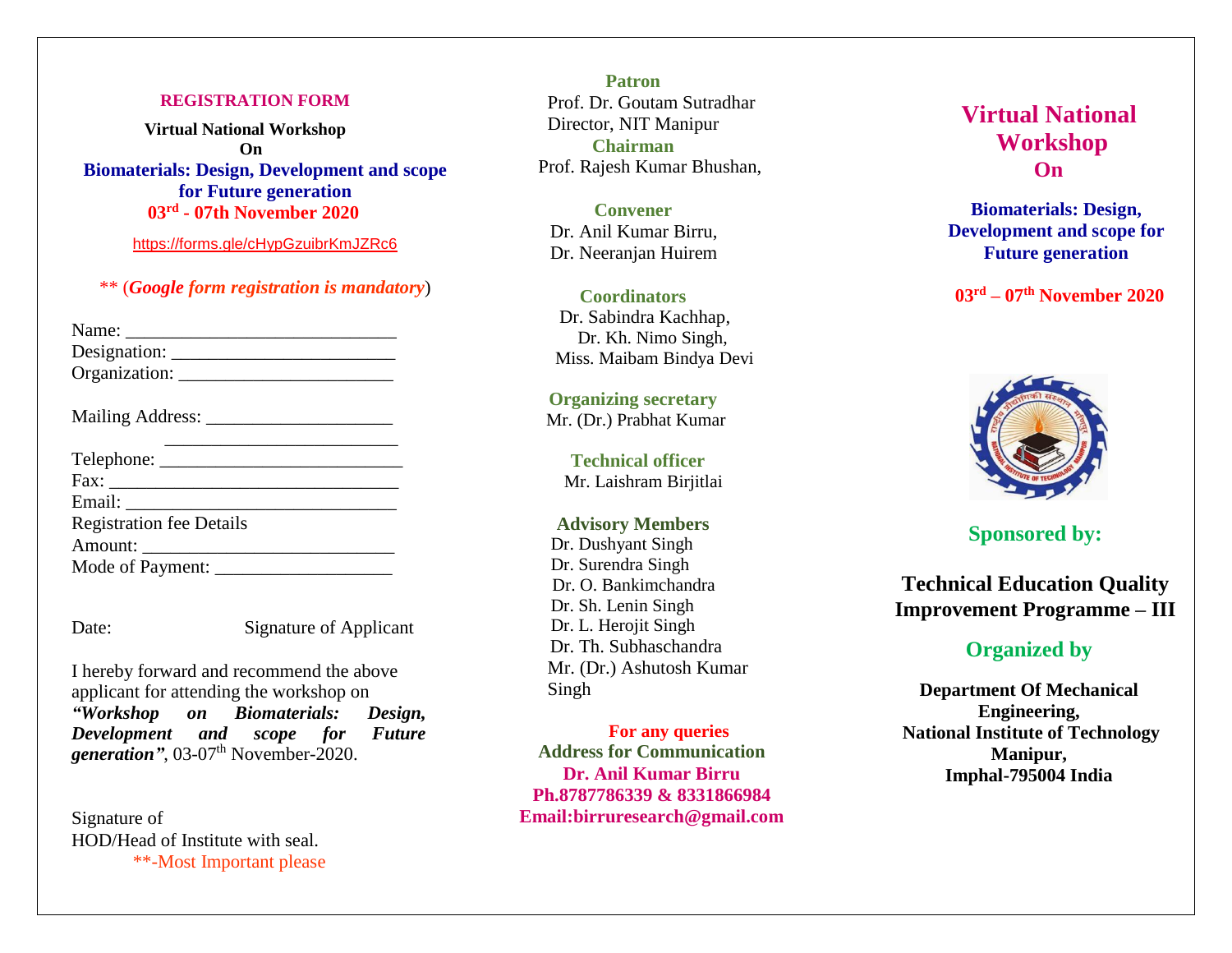## REGISTRATION FORM

**Virtual National Workshop**

**On**

**Biomaterials: Design, Development and scope for Future generation**

**03rd - 07th November 2020**

https://forms.gle/cHypGzuibrKmJZRc6

** (*Google form registration is mandatory*)

Name: _____________________________

Designation: ________________________

Organization: _______________________

Mailing Address: ____________________

_________________________

Telephone: _________________________

Fax: ______________________________

Email: _____________________________

Registration fee Details

Amount: ___________________________

Mode of Payment: ___________________

Date: Signature of Applicant

I hereby forward and recommend the above applicant for attending the workshop on ***"Workshop on Biomaterials: Design, Development and scope for Future generation"***, 03-07th November-2020.

Signature of
HOD/Head of Institute with seal.

**-Most Important please

**Patron**

Prof. Dr. Goutam Sutradhar
Director, NIT Manipur

**Chairman**

Prof. Rajesh Kumar Bhushan,

**Convener**

Dr. Anil Kumar Birru,
Dr. Neeranjan Huirem

**Coordinators**

Dr. Sabindra Kachhap,
Dr. Kh. Nimo Singh,
Miss. Maibam Bindya Devi

**Organizing secretary**

Mr. (Dr.) Prabhat Kumar

**Technical officer**

Mr. Laishram Birjitlai

**Advisory Members**

Dr. Dushyant Singh
Dr. Surendra Singh
Dr. O. Bankimchandra
Dr. Sh. Lenin Singh
Dr. L. Herojit Singh
Dr. Th. Subhaschandra
Mr. (Dr.) Ashutosh Kumar Singh

**For any queries**

**Address for Communication**

**Dr. Anil Kumar Birru**

**Ph.8787786339 & 8331866984**

**Email:birruresearch@gmail.com**

# Virtual National Workshop On

**Biomaterials: Design, Development and scope for Future generation**

**03rd – 07th November 2020**

**Sponsored by:**

**Technical Education Quality Improvement Programme – III**

**Organized by**

**Department Of Mechanical Engineering,**
**National Institute of Technology Manipur,**
**Imphal-795004 India**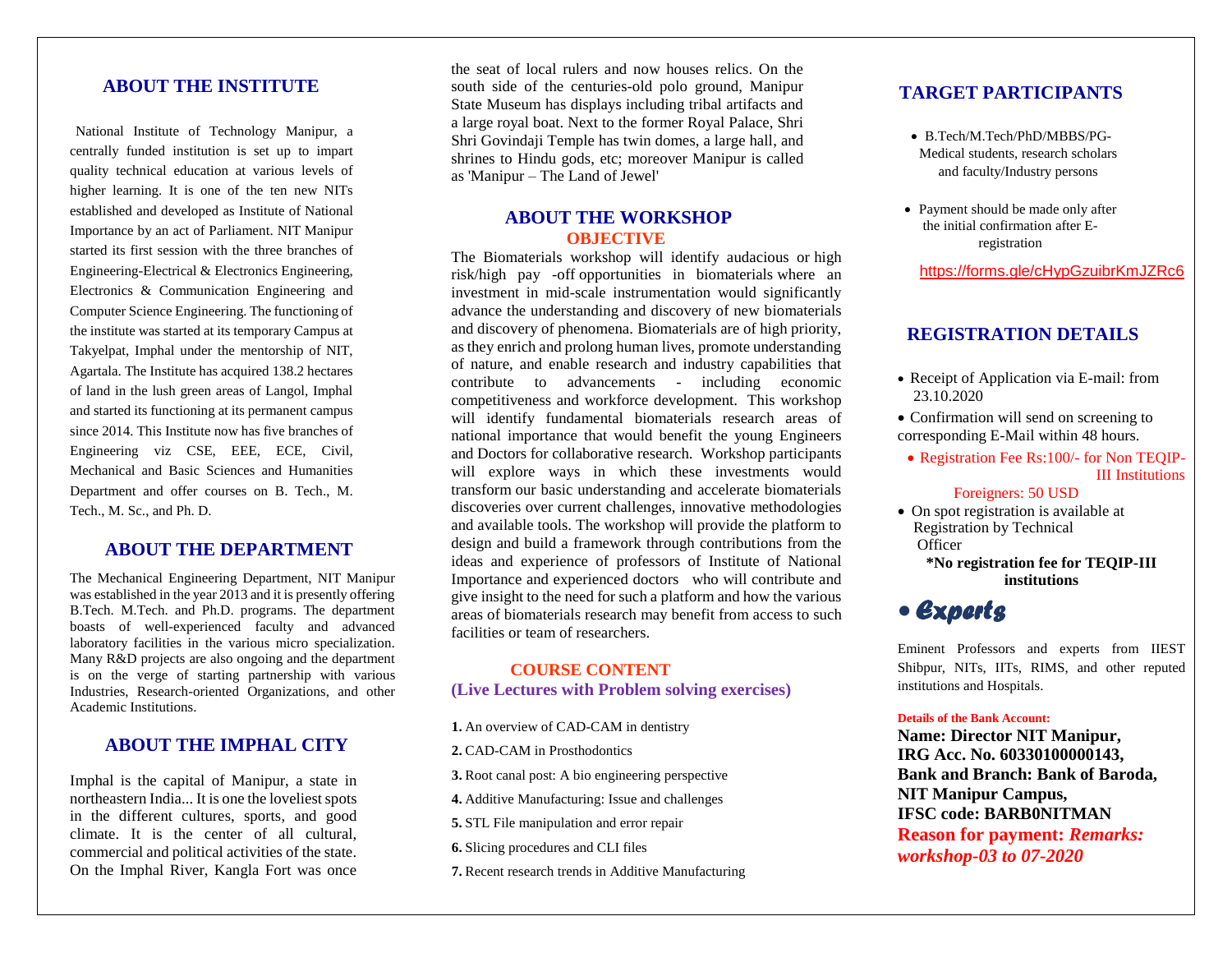## ABOUT THE INSTITUTE

National Institute of Technology Manipur, a centrally funded institution is set up to impart quality technical education at various levels of higher learning. It is one of the ten new NITs established and developed as Institute of National Importance by an act of Parliament. NIT Manipur started its first session with the three branches of Engineering-Electrical & Electronics Engineering, Electronics & Communication Engineering and Computer Science Engineering. The functioning of the institute was started at its temporary Campus at Takyelpat, Imphal under the mentorship of NIT, Agartala. The Institute has acquired 138.2 hectares of land in the lush green areas of Langol, Imphal and started its functioning at its permanent campus since 2014. This Institute now has five branches of Engineering viz CSE, EEE, ECE, Civil, Mechanical and Basic Sciences and Humanities Department and offer courses on B. Tech., M. Tech., M. Sc., and Ph. D.

## ABOUT THE DEPARTMENT

The Mechanical Engineering Department, NIT Manipur was established in the year 2013 and it is presently offering B.Tech. M.Tech. and Ph.D. programs. The department boasts of well-experienced faculty and advanced laboratory facilities in the various micro specialization. Many R&D projects are also ongoing and the department is on the verge of starting partnership with various Industries, Research-oriented Organizations, and other Academic Institutions.

## ABOUT THE IMPHAL CITY

Imphal is the capital of Manipur, a state in northeastern India... It is one the loveliest spots in the different cultures, sports, and good climate. It is the center of all cultural, commercial and political activities of the state. On the Imphal River, Kangla Fort was once the seat of local rulers and now houses relics. On the south side of the centuries-old polo ground, Manipur State Museum has displays including tribal artifacts and a large royal boat. Next to the former Royal Palace, Shri Shri Govindaji Temple has twin domes, a large hall, and shrines to Hindu gods, etc; moreover Manipur is called as 'Manipur – The Land of Jewel'

## ABOUT THE WORKSHOP

### OBJECTIVE

The Biomaterials workshop will identify audacious or high risk/high pay -off opportunities in biomaterials where an investment in mid-scale instrumentation would significantly advance the understanding and discovery of new biomaterials and discovery of phenomena. Biomaterials are of high priority, as they enrich and prolong human lives, promote understanding of nature, and enable research and industry capabilities that contribute to advancements - including economic competitiveness and workforce development. This workshop will identify fundamental biomaterials research areas of national importance that would benefit the young Engineers and Doctors for collaborative research. Workshop participants will explore ways in which these investments would transform our basic understanding and accelerate biomaterials discoveries over current challenges, innovative methodologies and available tools. The workshop will provide the platform to design and build a framework through contributions from the ideas and experience of professors of Institute of National Importance and experienced doctors who will contribute and give insight to the need for such a platform and how the various areas of biomaterials research may benefit from access to such facilities or team of researchers.

### COURSE CONTENT

**(Live Lectures with Problem solving exercises)**

**1.** An overview of CAD-CAM in dentistry

**2.** CAD-CAM in Prosthodontics

**3.** Root canal post: A bio engineering perspective

**4.** Additive Manufacturing: Issue and challenges

**5.** STL File manipulation and error repair

**6.** Slicing procedures and CLI files

**7.** Recent research trends in Additive Manufacturing

## TARGET PARTICIPANTS

- B.Tech/M.Tech/PhD/MBBS/PG-Medical students, research scholars and faculty/Industry persons
- Payment should be made only after the initial confirmation after E-registration

https://forms.gle/cHypGzuibrKmJZRc6

## REGISTRATION DETAILS

- Receipt of Application via E-mail: from 23.10.2020
- Confirmation will send on screening to corresponding E-Mail within 48 hours.
- Registration Fee Rs:100/- for Non TEQIP-III Institutions

  Foreigners: 50 USD
- On spot registration is available at Registration by Technical Officer

**\*No registration fee for TEQIP-III institutions**

## • *Experts*

Eminent Professors and experts from IIEST Shibpur, NITs, IITs, RIMS, and other reputed institutions and Hospitals.

**Details of the Bank Account:**

**Name: Director NIT Manipur,**
**IRG Acc. No. 60330100000143,**
**Bank and Branch: Bank of Baroda,**
**NIT Manipur Campus,**
**IFSC code: BARB0NITMAN**
**Reason for payment: *Remarks: workshop-03 to 07-2020***